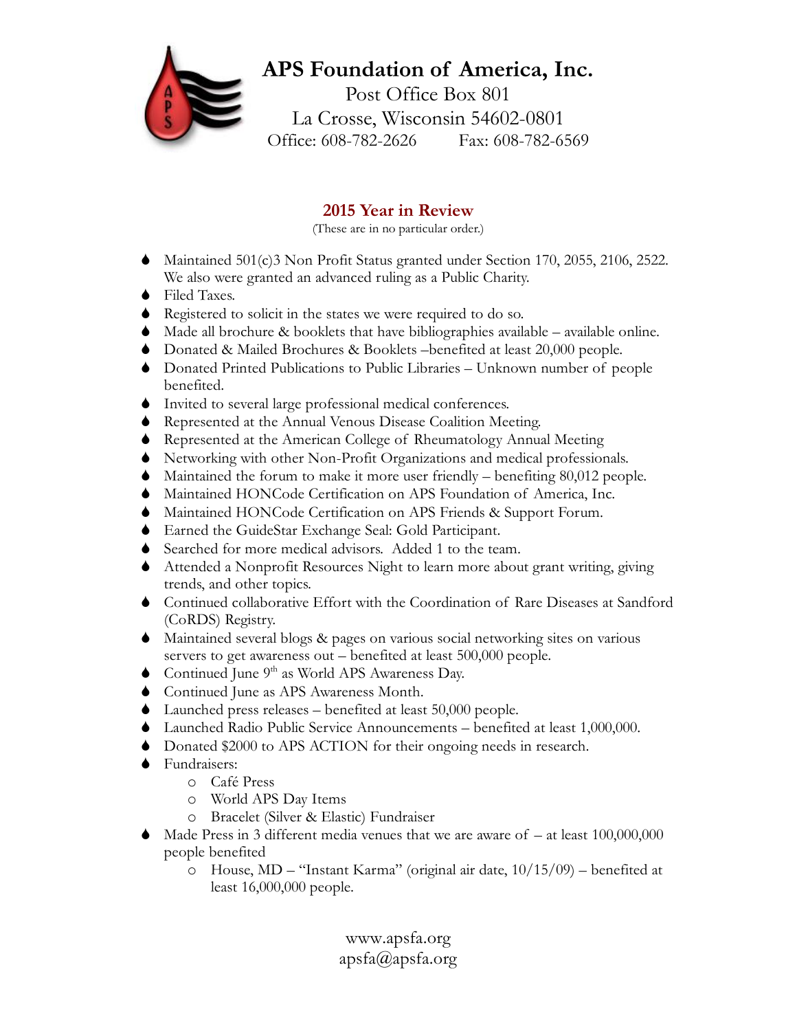# APS Foundation of America, Inc.

Post Office Box 801
La Crosse, Wisconsin 54602-0801
Office: 608-782-2626 Fax: 608-782-6569

## 2015 Year in Review

(These are in no particular order.)

- Maintained 501(c)3 Non Profit Status granted under Section 170, 2055, 2106, 2522. We also were granted an advanced ruling as a Public Charity.
- Filed Taxes.
- Registered to solicit in the states we were required to do so.
- Made all brochure & booklets that have bibliographies available – available online.
- Donated & Mailed Brochures & Booklets –benefited at least 20,000 people.
- Donated Printed Publications to Public Libraries – Unknown number of people benefited.
- Invited to several large professional medical conferences.
- Represented at the Annual Venous Disease Coalition Meeting.
- Represented at the American College of Rheumatology Annual Meeting
- Networking with other Non-Profit Organizations and medical professionals.
- Maintained the forum to make it more user friendly – benefiting 80,012 people.
- Maintained HONCode Certification on APS Foundation of America, Inc.
- Maintained HONCode Certification on APS Friends & Support Forum.
- Earned the GuideStar Exchange Seal: Gold Participant.
- Searched for more medical advisors. Added 1 to the team.
- Attended a Nonprofit Resources Night to learn more about grant writing, giving trends, and other topics.
- Continued collaborative Effort with the Coordination of Rare Diseases at Sandford (CoRDS) Registry.
- Maintained several blogs & pages on various social networking sites on various servers to get awareness out – benefited at least 500,000 people.
- Continued June 9th as World APS Awareness Day.
- Continued June as APS Awareness Month.
- Launched press releases – benefited at least 50,000 people.
- Launched Radio Public Service Announcements – benefited at least 1,000,000.
- Donated $2000 to APS ACTION for their ongoing needs in research.
- Fundraisers:
  - Café Press
  - World APS Day Items
  - Bracelet (Silver & Elastic) Fundraiser
- Made Press in 3 different media venues that we are aware of – at least 100,000,000 people benefited
  - House, MD – "Instant Karma" (original air date, 10/15/09) – benefited at least 16,000,000 people.

www.apsfa.org
apsfa@apsfa.org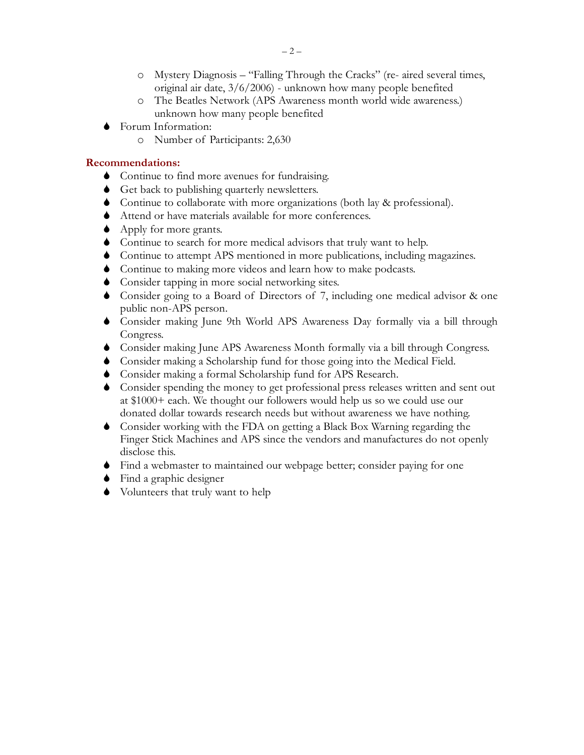- Mystery Diagnosis – "Falling Through the Cracks" (re- aired several times, original air date, 3/6/2006) - unknown how many people benefited
  - The Beatles Network (APS Awareness month world wide awareness.) unknown how many people benefited
- Forum Information:
  - Number of Participants: 2,630

**Recommendations:**

- Continue to find more avenues for fundraising.
- Get back to publishing quarterly newsletters.
- Continue to collaborate with more organizations (both lay & professional).
- Attend or have materials available for more conferences.
- Apply for more grants.
- Continue to search for more medical advisors that truly want to help.
- Continue to attempt APS mentioned in more publications, including magazines.
- Continue to making more videos and learn how to make podcasts.
- Consider tapping in more social networking sites.
- Consider going to a Board of Directors of 7, including one medical advisor & one public non-APS person.
- Consider making June 9th World APS Awareness Day formally via a bill through Congress.
- Consider making June APS Awareness Month formally via a bill through Congress.
- Consider making a Scholarship fund for those going into the Medical Field.
- Consider making a formal Scholarship fund for APS Research.
- Consider spending the money to get professional press releases written and sent out at $1000+ each. We thought our followers would help us so we could use our donated dollar towards research needs but without awareness we have nothing.
- Consider working with the FDA on getting a Black Box Warning regarding the Finger Stick Machines and APS since the vendors and manufactures do not openly disclose this.
- Find a webmaster to maintained our webpage better; consider paying for one
- Find a graphic designer
- Volunteers that truly want to help